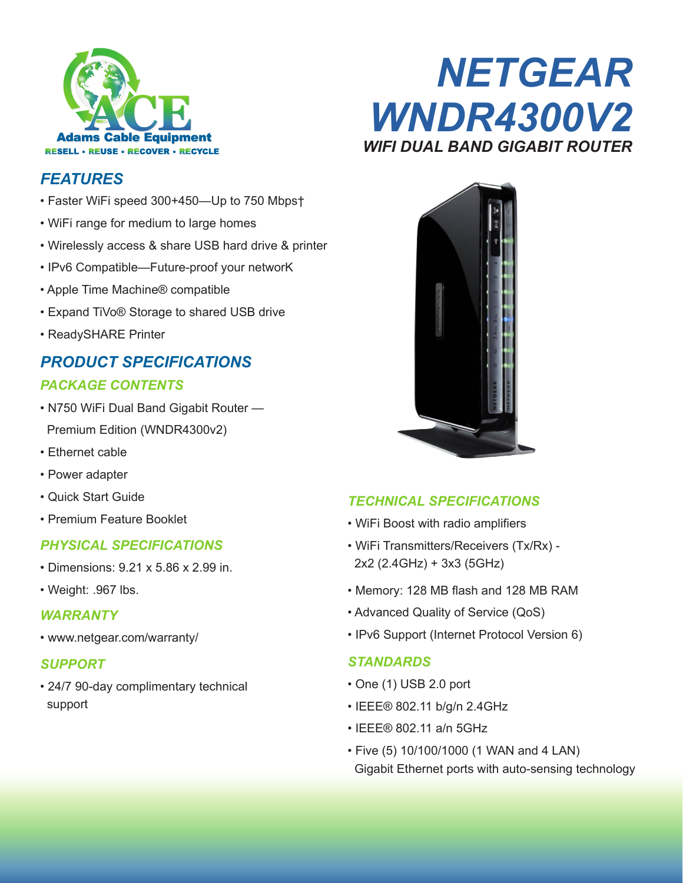ACE
Adams Cable Equipment
RESELL • REUSE • RECOVER • RECYCLE

# NETGEAR WNDR4300V2

## WIFI DUAL BAND GIGABIT ROUTER

## FEATURES

- Faster WiFi speed 300+450—Up to 750 Mbps†
- WiFi range for medium to large homes
- Wirelessly access & share USB hard drive & printer
- IPv6 Compatible—Future-proof your networK
- Apple Time Machine® compatible
- Expand TiVo® Storage to shared USB drive
- ReadySHARE Printer

## PRODUCT SPECIFICATIONS

### PACKAGE CONTENTS

- N750 WiFi Dual Band Gigabit Router — Premium Edition (WNDR4300v2)
- Ethernet cable
- Power adapter
- Quick Start Guide
- Premium Feature Booklet

### PHYSICAL SPECIFICATIONS

- Dimensions: 9.21 x 5.86 x 2.99 in.
- Weight: .967 lbs.

### WARRANTY

- www.netgear.com/warranty/

### SUPPORT

- 24/7 90-day complimentary technical support

### TECHNICAL SPECIFICATIONS

- WiFi Boost with radio amplifiers
- WiFi Transmitters/Receivers (Tx/Rx) - 2x2 (2.4GHz) + 3x3 (5GHz)
- Memory: 128 MB flash and 128 MB RAM
- Advanced Quality of Service (QoS)
- IPv6 Support (Internet Protocol Version 6)

### STANDARDS

- One (1) USB 2.0 port
- IEEE® 802.11 b/g/n 2.4GHz
- IEEE® 802.11 a/n 5GHz
- Five (5) 10/100/1000 (1 WAN and 4 LAN) Gigabit Ethernet ports with auto-sensing technology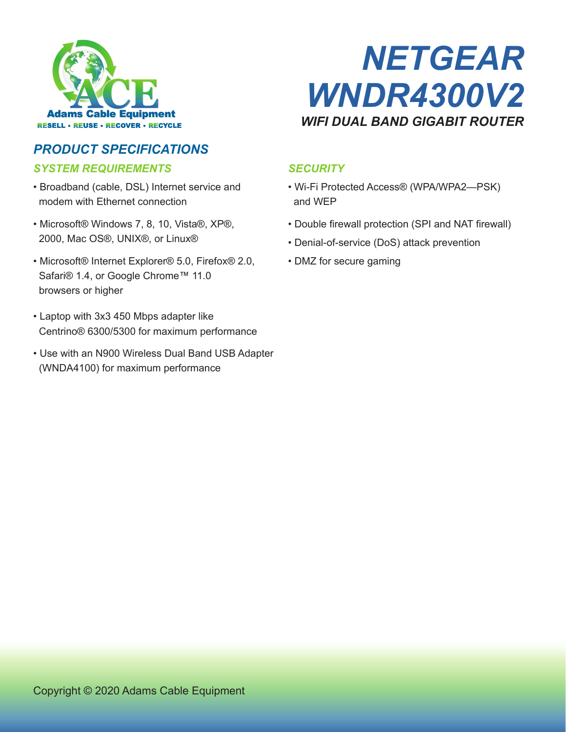Adams Cable Equipment
RESELL • REUSE • RECOVER • RECYCLE

# NETGEAR WNDR4300V2

### WIFI DUAL BAND GIGABIT ROUTER

## PRODUCT SPECIFICATIONS

### SYSTEM REQUIREMENTS

- Broadband (cable, DSL) Internet service and modem with Ethernet connection
- Microsoft® Windows 7, 8, 10, Vista®, XP®, 2000, Mac OS®, UNIX®, or Linux®
- Microsoft® Internet Explorer® 5.0, Firefox® 2.0, Safari® 1.4, or Google Chrome™ 11.0 browsers or higher
- Laptop with 3x3 450 Mbps adapter like Centrino® 6300/5300 for maximum performance
- Use with an N900 Wireless Dual Band USB Adapter (WNDA4100) for maximum performance

### SECURITY

- Wi-Fi Protected Access® (WPA/WPA2—PSK) and WEP
- Double firewall protection (SPI and NAT firewall)
- Denial-of-service (DoS) attack prevention
- DMZ for secure gaming

Copyright © 2020 Adams Cable Equipment